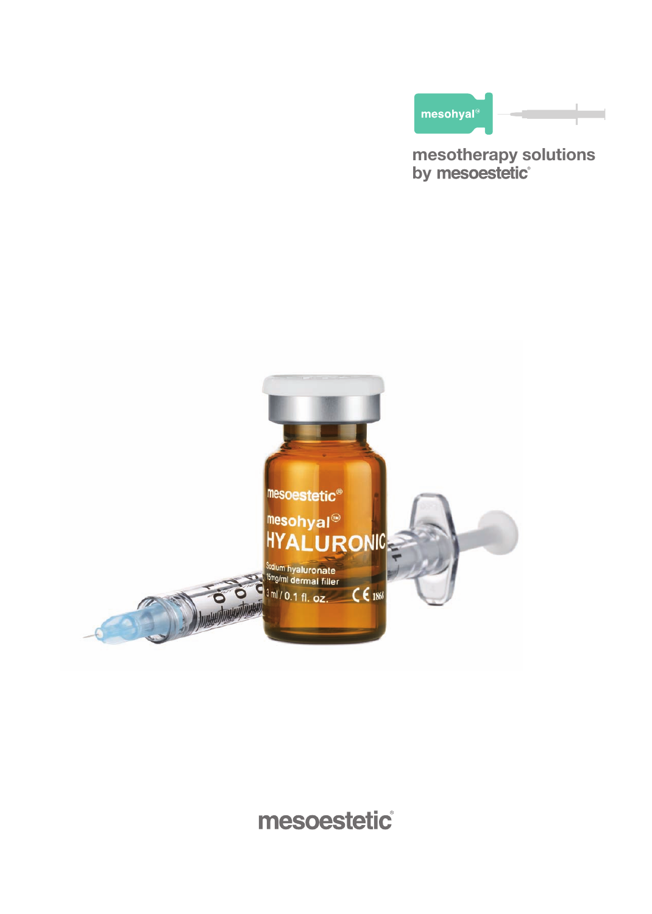mesohyal®

mesotherapy solutions
by mesoestetic®

mesoestetic®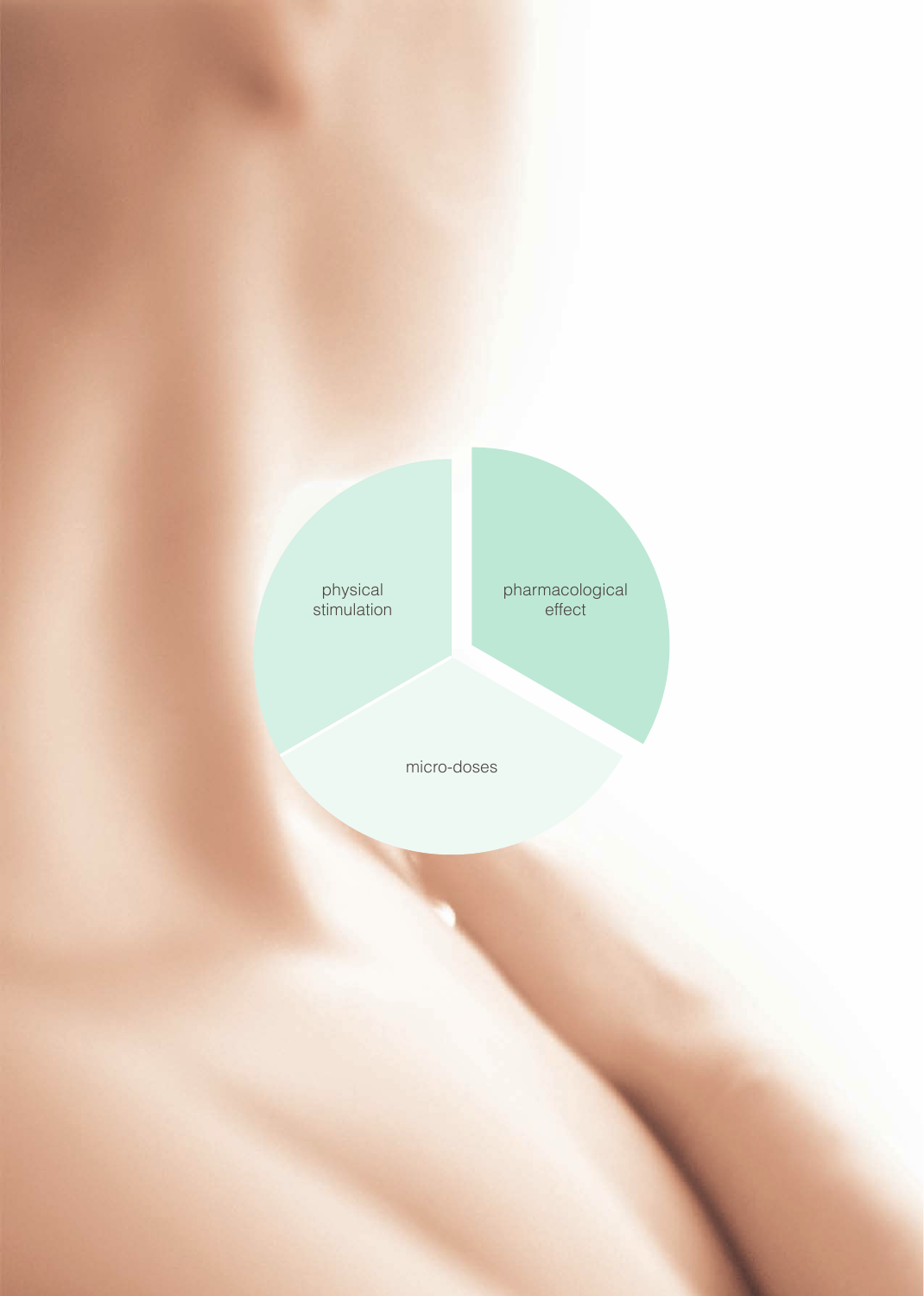physical stimulation

pharmacological effect

micro-doses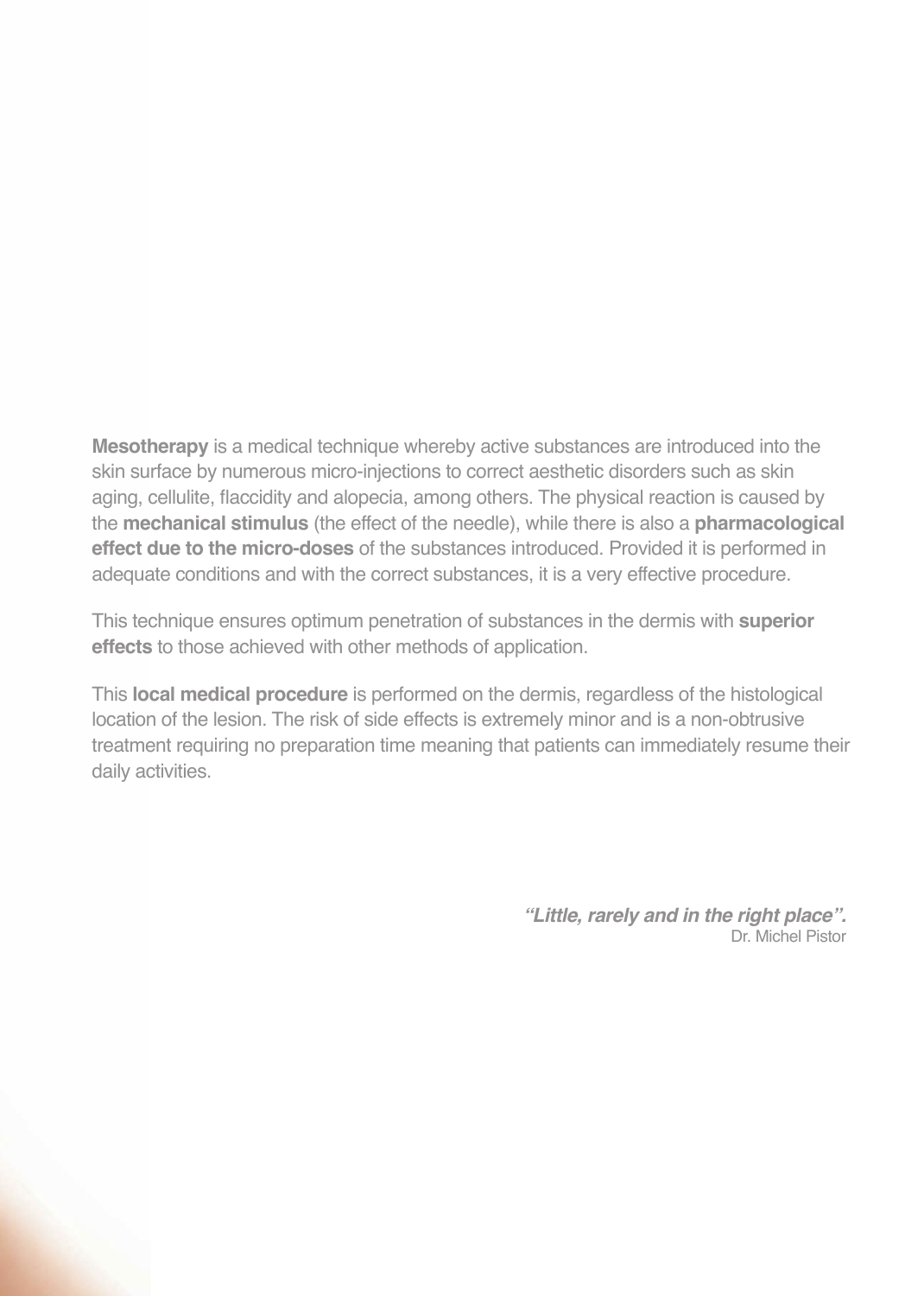**Mesotherapy** is a medical technique whereby active substances are introduced into the skin surface by numerous micro-injections to correct aesthetic disorders such as skin aging, cellulite, flaccidity and alopecia, among others. The physical reaction is caused by the **mechanical stimulus** (the effect of the needle), while there is also a **pharmacological effect due to the micro-doses** of the substances introduced. Provided it is performed in adequate conditions and with the correct substances, it is a very effective procedure.

This technique ensures optimum penetration of substances in the dermis with **superior effects** to those achieved with other methods of application.

This **local medical procedure** is performed on the dermis, regardless of the histological location of the lesion. The risk of side effects is extremely minor and is a non-obtrusive treatment requiring no preparation time meaning that patients can immediately resume their daily activities.

***"Little, rarely and in the right place".***
Dr. Michel Pistor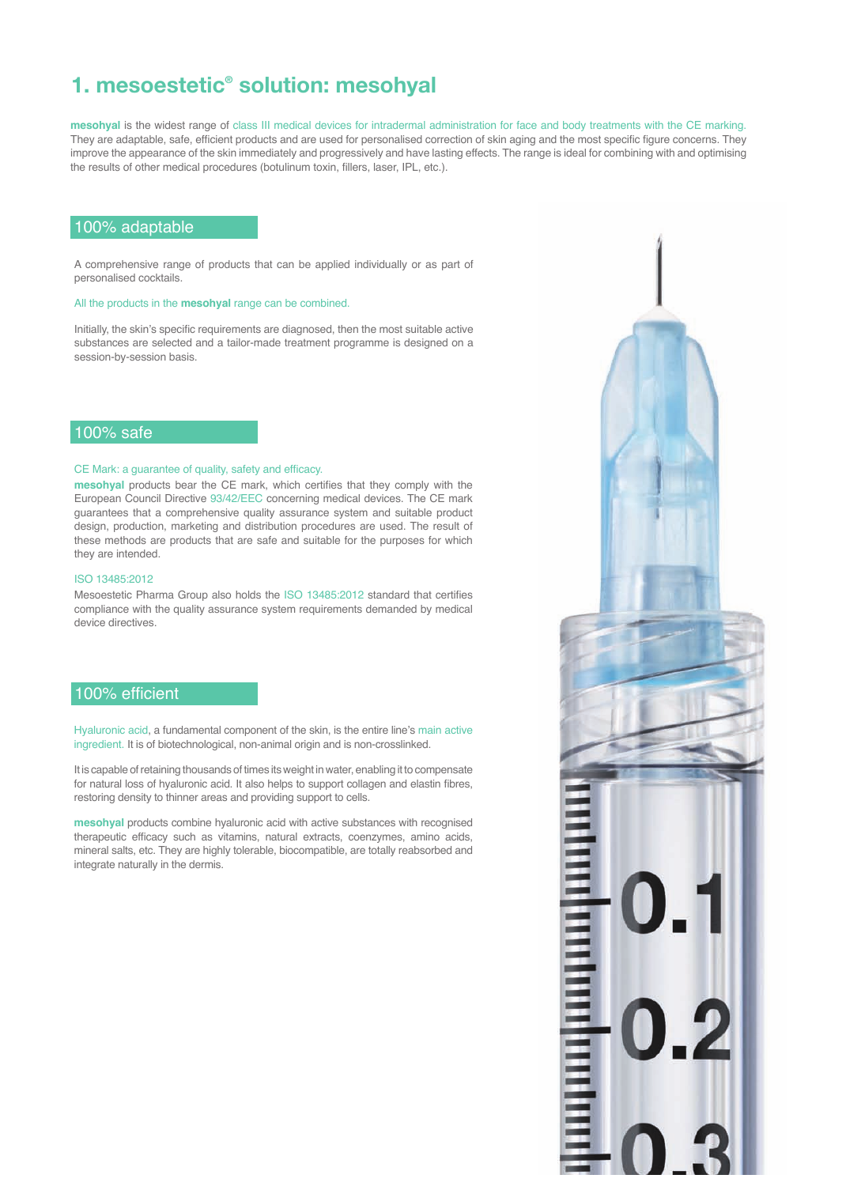# 1. mesoestetic® solution: mesohyal

**mesohyal** is the widest range of class III medical devices for intradermal administration for face and body treatments with the CE marking. They are adaptable, safe, efficient products and are used for personalised correction of skin aging and the most specific figure concerns. They improve the appearance of the skin immediately and progressively and have lasting effects. The range is ideal for combining with and optimising the results of other medical procedures (botulinum toxin, fillers, laser, IPL, etc.).

## 100% adaptable

A comprehensive range of products that can be applied individually or as part of personalised cocktails.

All the products in the **mesohyal** range can be combined.

Initially, the skin's specific requirements are diagnosed, then the most suitable active substances are selected and a tailor-made treatment programme is designed on a session-by-session basis.

## 100% safe

CE Mark: a guarantee of quality, safety and efficacy.

**mesohyal** products bear the CE mark, which certifies that they comply with the European Council Directive 93/42/EEC concerning medical devices. The CE mark guarantees that a comprehensive quality assurance system and suitable product design, production, marketing and distribution procedures are used. The result of these methods are products that are safe and suitable for the purposes for which they are intended.

ISO 13485:2012

Mesoestetic Pharma Group also holds the ISO 13485:2012 standard that certifies compliance with the quality assurance system requirements demanded by medical device directives.

## 100% efficient

Hyaluronic acid, a fundamental component of the skin, is the entire line's main active ingredient. It is of biotechnological, non-animal origin and is non-crosslinked.

It is capable of retaining thousands of times its weight in water, enabling it to compensate for natural loss of hyaluronic acid. It also helps to support collagen and elastin fibres, restoring density to thinner areas and providing support to cells.

**mesohyal** products combine hyaluronic acid with active substances with recognised therapeutic efficacy such as vitamins, natural extracts, coenzymes, amino acids, mineral salts, etc. They are highly tolerable, biocompatible, are totally reabsorbed and integrate naturally in the dermis.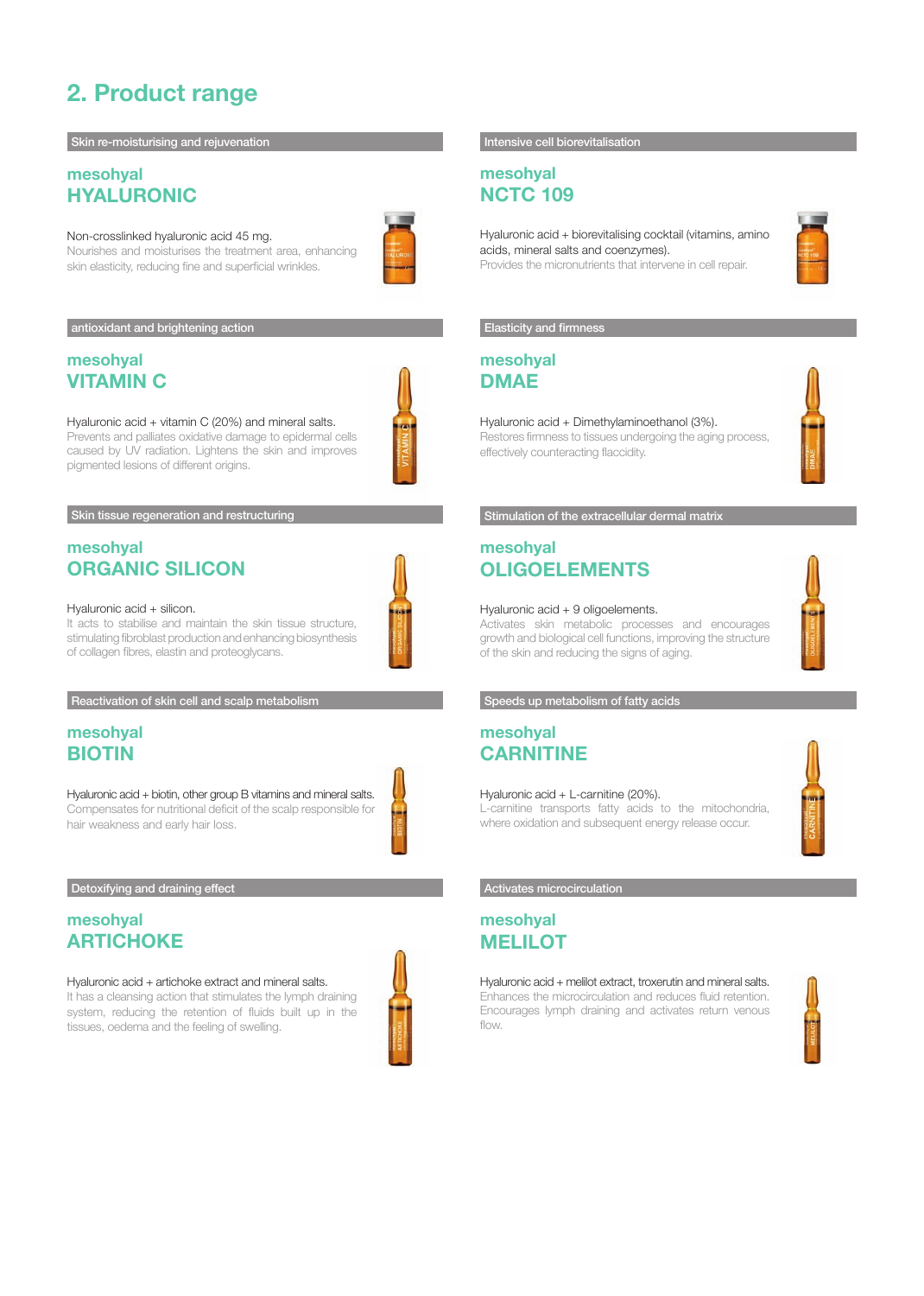## 2. Product range

Skin re-moisturising and rejuvenation

### mesohyal HYALURONIC

Non-crosslinked hyaluronic acid 45 mg.
Nourishes and moisturises the treatment area, enhancing skin elasticity, reducing fine and superficial wrinkles.

Intensive cell biorevitalisation

### mesohyal NCTC 109

Hyaluronic acid + biorevitalising cocktail (vitamins, amino acids, mineral salts and coenzymes).
Provides the micronutrients that intervene in cell repair.

antioxidant and brightening action

### mesohyal VITAMIN C

Hyaluronic acid + vitamin C (20%) and mineral salts.
Prevents and palliates oxidative damage to epidermal cells caused by UV radiation. Lightens the skin and improves pigmented lesions of different origins.

Elasticity and firmness

### mesohyal DMAE

Hyaluronic acid + Dimethylaminoethanol (3%).
Restores firmness to tissues undergoing the aging process, effectively counteracting flaccidity.

Skin tissue regeneration and restructuring

### mesohyal ORGANIC SILICON

Hyaluronic acid + silicon.
It acts to stabilise and maintain the skin tissue structure, stimulating fibroblast production and enhancing biosynthesis of collagen fibres, elastin and proteoglycans.

Stimulation of the extracellular dermal matrix

### mesohyal OLIGOELEMENTS

Hyaluronic acid + 9 oligoelements.
Activates skin metabolic processes and encourages growth and biological cell functions, improving the structure of the skin and reducing the signs of aging.

Reactivation of skin cell and scalp metabolism

### mesohyal BIOTIN

Hyaluronic acid + biotin, other group B vitamins and mineral salts.
Compensates for nutritional deficit of the scalp responsible for hair weakness and early hair loss.

Speeds up metabolism of fatty acids

### mesohyal CARNITINE

Hyaluronic acid + L-carnitine (20%).
L-carnitine transports fatty acids to the mitochondria, where oxidation and subsequent energy release occur.

Detoxifying and draining effect

### mesohyal ARTICHOKE

Hyaluronic acid + artichoke extract and mineral salts.
It has a cleansing action that stimulates the lymph draining system, reducing the retention of fluids built up in the tissues, oedema and the feeling of swelling.

Activates microcirculation

### mesohyal MELILOT

Hyaluronic acid + melilot extract, troxerutin and mineral salts.
Enhances the microcirculation and reduces fluid retention. Encourages lymph draining and activates return venous flow.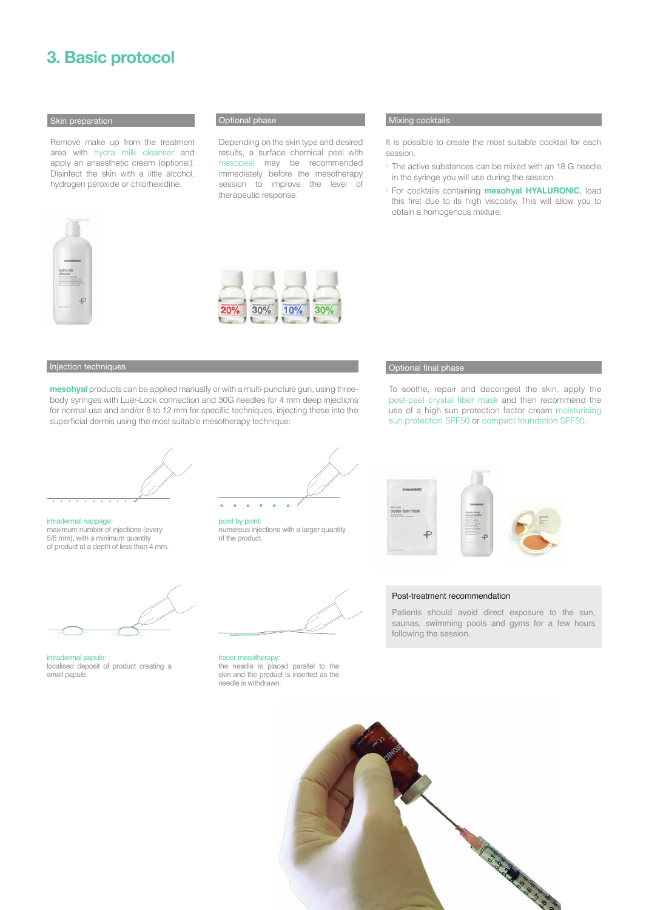## 3. Basic protocol

### Skin preparation

Remove make up from the treatment area with hydra milk cleanser and apply an anaesthetic cream (optional). Disinfect the skin with a little alcohol, hydrogen peroxide or chlorhexidine.

### Optional phase

Depending on the skin type and desired results, a surface chemical peel with mesopeel may be recommended immediately before the mesotherapy session to improve the level of therapeutic response.

### Mixing cocktails

It is possible to create the most suitable cocktail for each session.

- The active substances can be mixed with an 18 G needle in the syringe you will use during the session.
- For cocktails containing **mesohyal HYALURONIC**, load this first due to its high viscosity. This will allow you to obtain a homogenous mixture.

### Injection techniques

**mesohyal** products can be applied manually or with a multi-puncture gun, using three-body syringes with Luer-Lock connection and 30G needles for 4 mm deep injections for normal use and 8 to 12 mm for specific techniques, injecting these into the superficial dermis using the most suitable mesotherapy technique:

intradermal nappage:
maximum number of injections (every 5/6 mm), with a minimum quantity of product at a depth of less than 4 mm.

point by point:
numerous injections with a larger quantity of the product.

intradermal papule:
localised deposit of product creating a small papule.

tracer mesotherapy:
the needle is placed parallel to the skin and the product is inserted as the needle is withdrawn.

### Optional final phase

To soothe, repair and decongest the skin, apply the post-peel crystal fiber mask and then recommend the use of a high sun protection factor cream moisturising sun protection SPF50 or compact foundation SPF50.

### Post-treatment recommendation

Patients should avoid direct exposure to the sun, saunas, swimming pools and gyms for a few hours following the session.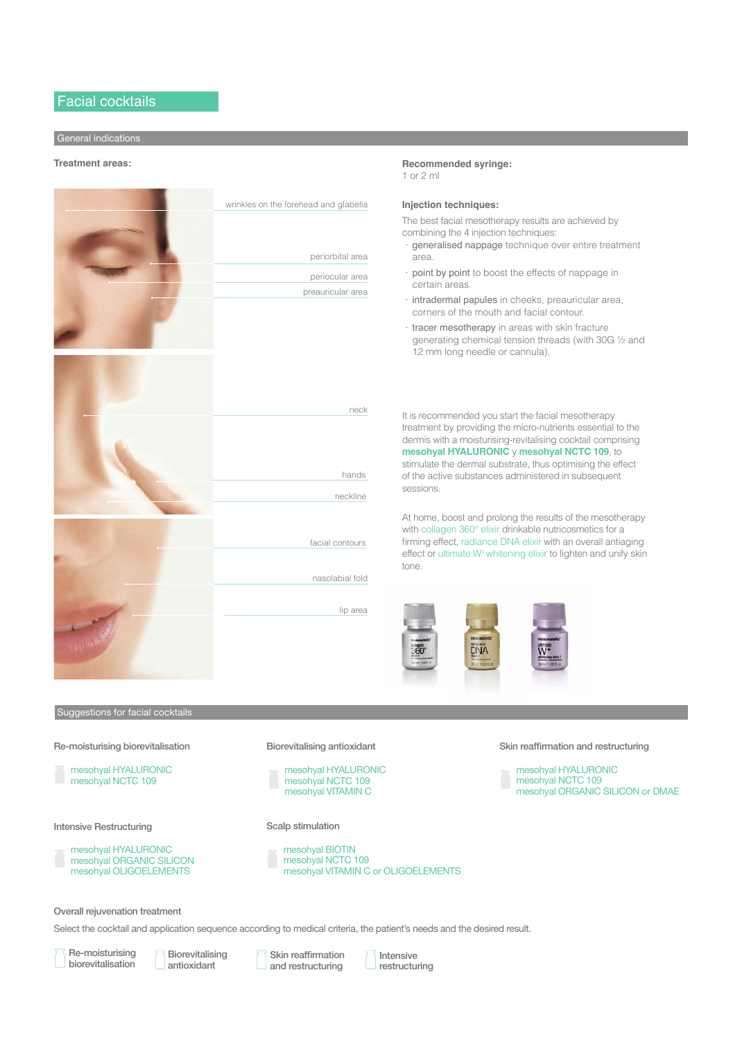# Facial cocktails

## General indications

**Treatment areas:**

- wrinkles on the forehead and glabella
- periorbital area
- periocular area
- preauricular area
- neck
- hands
- neckline
- facial contours
- nasolabial fold
- lip area

**Recommended syringe:**
1 or 2 ml

**Injection techniques:**

The best facial mesotherapy results are achieved by combining the 4 injection techniques:

- generalised nappage technique over entire treatment area.
- point by point to boost the effects of nappage in certain areas.
- intradermal papules in cheeks, preauricular area, corners of the mouth and facial contour.
- tracer mesotherapy in areas with skin fracture generating chemical tension threads (with 30G ½ and 12 mm long needle or cannula).

It is recommended you start the facial mesotherapy treatment by providing the micro-nutrients essential to the dermis with a moisturising-revitalising cocktail comprising **mesohyal HYALURONIC** y **mesohyal NCTC 109**, to stimulate the dermal substrate, thus optimising the effect of the active substances administered in subsequent sessions.

At home, boost and prolong the results of the mesotherapy with collagen 360° elixir drinkable nutricosmetics for a firming effect, radiance DNA elixir with an overall antiaging effect or ultimate W+ whitening elixir to lighten and unify skin tone.

## Suggestions for facial cocktails

**Re-moisturising biorevitalisation**

- mesohyal HYALURONIC
- mesohyal NCTC 109

**Biorevitalising antioxidant**

- mesohyal HYALURONIC
- mesohyal NCTC 109
- mesohyal VITAMIN C

**Skin reaffirmation and restructuring**

- mesohyal HYALURONIC
- mesohyal NCTC 109
- mesohyal ORGANIC SILICON or DMAE

**Intensive Restructuring**

- mesohyal HYALURONIC
- mesohyal ORGANIC SILICON
- mesohyal OLIGOELEMENTS

**Scalp stimulation**

- mesohyal BIOTIN
- mesohyal NCTC 109
- mesohyal VITAMIN C or OLIGOELEMENTS

**Overall rejuvenation treatment**

Select the cocktail and application sequence according to medical criteria, the patient's needs and the desired result.

- Re-moisturising biorevitalisation
- Biorevitalising antioxidant
- Skin reaffirmation and restructuring
- Intensive restructuring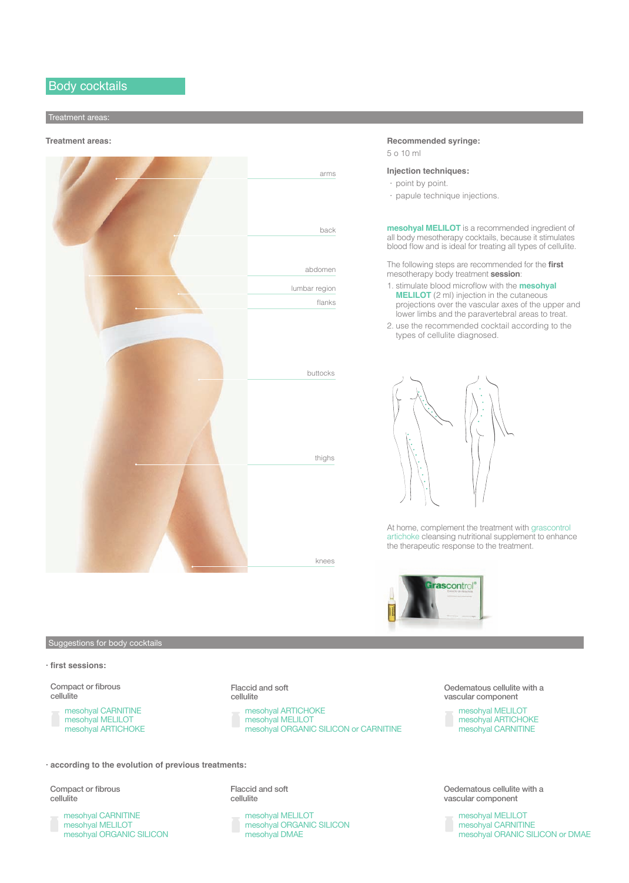# Body cocktails

## Treatment areas:

**Treatment areas:**

arms

back

abdomen

lumbar region

flanks

buttocks

thighs

knees

**Recommended syringe:**

5 o 10 ml

**Injection techniques:**

- point by point.
- papule technique injections.

**mesohyal MELILOT** is a recommended ingredient of all body mesotherapy cocktails, because it stimulates blood flow and is ideal for treating all types of cellulite.

The following steps are recommended for the **first** mesotherapy body treatment **session**:

1. stimulate blood microflow with the **mesohyal MELILOT** (2 ml) injection in the cutaneous projections over the vascular axes of the upper and lower limbs and the paravertebral areas to treat.
2. use the recommended cocktail according to the types of cellulite diagnosed.

At home, complement the treatment with grascontrol artichoke cleansing nutritional supplement to enhance the therapeutic response to the treatment.

## Suggestions for body cocktails

**· first sessions:**

| Compact or fibrous cellulite | Flaccid and soft cellulite | Oedematous cellulite with a vascular component |
|---|---|---|
| mesohyal CARNITINE<br>mesohyal MELILOT<br>mesohyal ARTICHOKE | mesohyal ARTICHOKE<br>mesohyal MELILOT<br>mesohyal ORGANIC SILICON or CARNITINE | mesohyal MELILOT<br>mesohyal ARTICHOKE<br>mesohyal CARNITINE |

**· according to the evolution of previous treatments:**

| Compact or fibrous cellulite | Flaccid and soft cellulite | Oedematous cellulite with a vascular component |
|---|---|---|
| mesohyal CARNITINE<br>mesohyal MELILOT<br>mesohyal ORGANIC SILICON | mesohyal MELILOT<br>mesohyal ORGANIC SILICON<br>mesohyal DMAE | mesohyal MELILOT<br>mesohyal CARNITINE<br>mesohyal ORANIC SILICON or DMAE |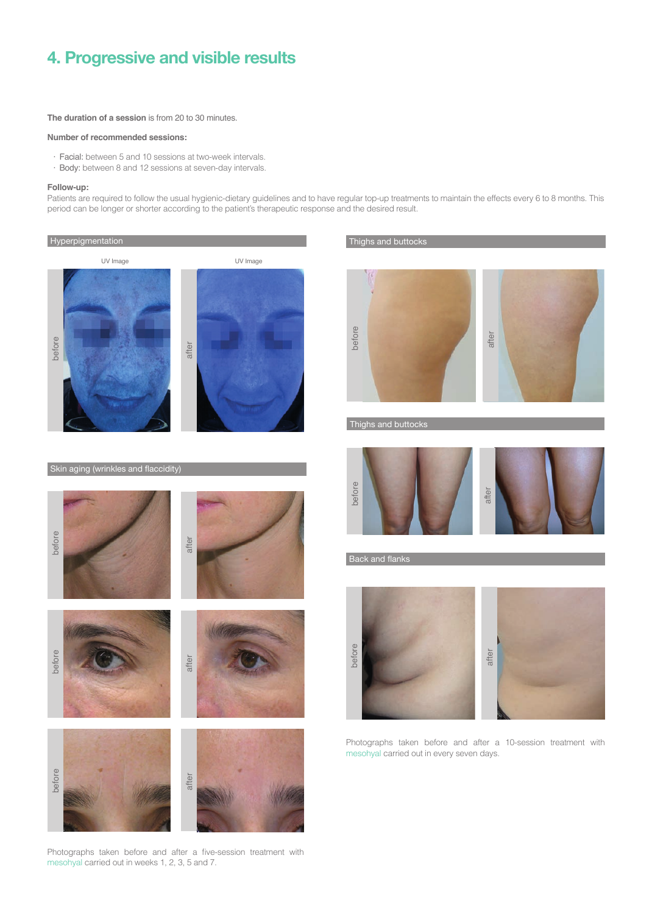# 4. Progressive and visible results

**The duration of a session** is from 20 to 30 minutes.

**Number of recommended sessions:**

- Facial: between 5 and 10 sessions at two-week intervals.
- Body: between 8 and 12 sessions at seven-day intervals.

**Follow-up:**

Patients are required to follow the usual hygienic-dietary guidelines and to have regular top-up treatments to maintain the effects every 6 to 8 months. This period can be longer or shorter according to the patient's therapeutic response and the desired result.

Hyperpigmentation

UV Image | UV Image

before | after

Skin aging (wrinkles and flaccidity)

before | after

before | after

before | after

Photographs taken before and after a five-session treatment with mesohyal carried out in weeks 1, 2, 3, 5 and 7.

Thighs and buttocks

before | after

Thighs and buttocks

before | after

Back and flanks

before | after

Photographs taken before and after a 10-session treatment with mesohyal carried out in every seven days.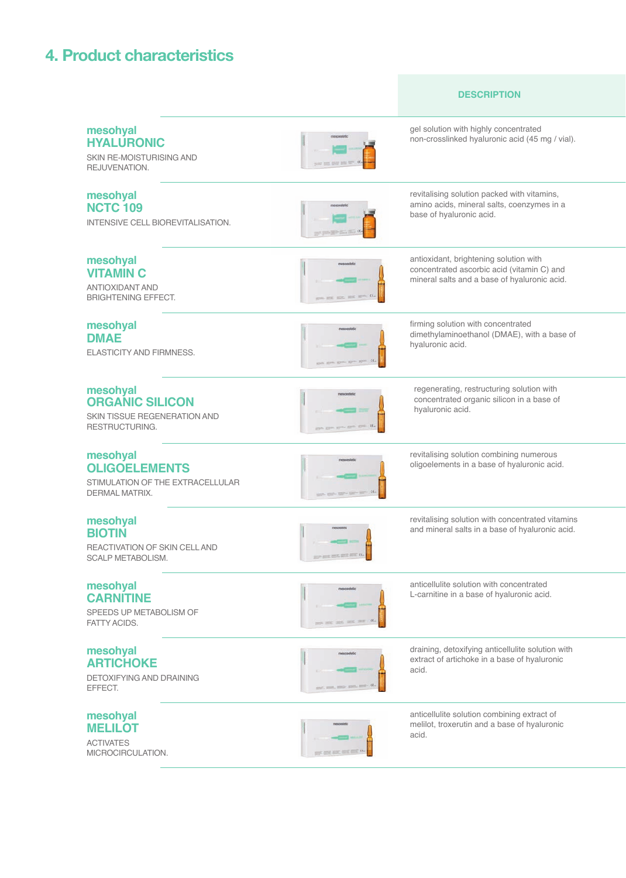## 4. Product characteristics

| Product | DESCRIPTION |
|---|---|
| **mesohyal HYALURONIC**<br>SKIN RE-MOISTURISING AND REJUVENATION. | gel solution with highly concentrated non-crosslinked hyaluronic acid (45 mg / vial). |
| **mesohyal NCTC 109**<br>INTENSIVE CELL BIOREVITALISATION. | revitalising solution packed with vitamins, amino acids, mineral salts, coenzymes in a base of hyaluronic acid. |
| **mesohyal VITAMIN C**<br>ANTIOXIDANT AND BRIGHTENING EFFECT. | antioxidant, brightening solution with concentrated ascorbic acid (vitamin C) and mineral salts and a base of hyaluronic acid. |
| **mesohyal DMAE**<br>ELASTICITY AND FIRMNESS. | firming solution with concentrated dimethylaminoethanol (DMAE), with a base of hyaluronic acid. |
| **mesohyal ORGANIC SILICON**<br>SKIN TISSUE REGENERATION AND RESTRUCTURING. | regenerating, restructuring solution with concentrated organic silicon in a base of hyaluronic acid. |
| **mesohyal OLIGOELEMENTS**<br>STIMULATION OF THE EXTRACELLULAR DERMAL MATRIX. | revitalising solution combining numerous oligoelements in a base of hyaluronic acid. |
| **mesohyal BIOTIN**<br>REACTIVATION OF SKIN CELL AND SCALP METABOLISM. | revitalising solution with concentrated vitamins and mineral salts in a base of hyaluronic acid. |
| **mesohyal CARNITINE**<br>SPEEDS UP METABOLISM OF FATTY ACIDS. | anticellulite solution with concentrated L-carnitine in a base of hyaluronic acid. |
| **mesohyal ARTICHOKE**<br>DETOXIFYING AND DRAINING EFFECT. | draining, detoxifying anticellulite solution with extract of artichoke in a base of hyaluronic acid. |
| **mesohyal MELILOT**<br>ACTIVATES MICROCIRCULATION. | anticellulite solution combining extract of melilot, troxerutin and a base of hyaluronic acid. |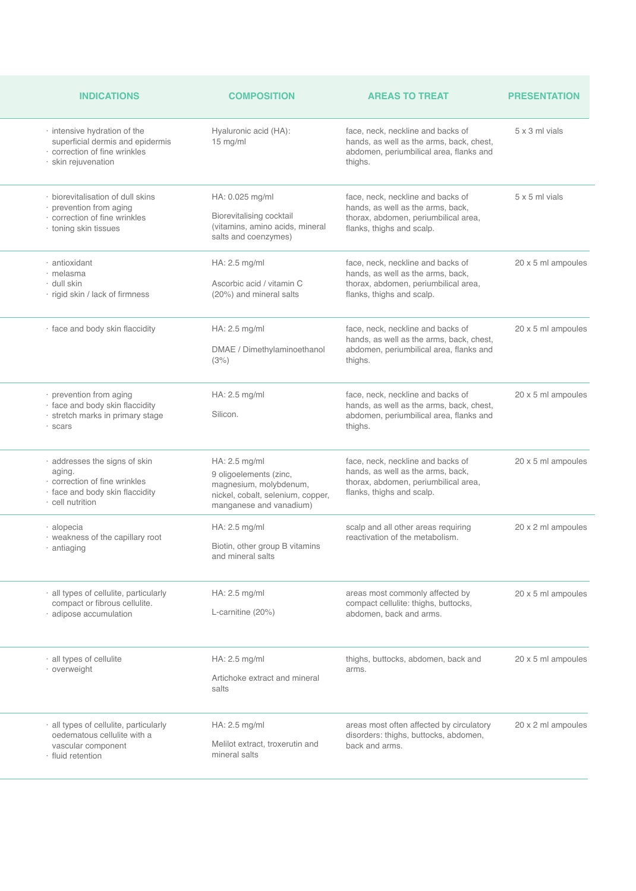| INDICATIONS | COMPOSITION | AREAS TO TREAT | PRESENTATION |
|---|---|---|---|
| · intensive hydration of the superficial dermis and epidermis<br>· correction of fine wrinkles<br>· skin rejuvenation | Hyaluronic acid (HA): 15 mg/ml | face, neck, neckline and backs of hands, as well as the arms, back, chest, abdomen, periumbilical area, flanks and thighs. | 5 x 3 ml vials |
| · biorevitalisation of dull skins<br>· prevention from aging<br>· correction of fine wrinkles<br>· toning skin tissues | HA: 0.025 mg/ml<br><br>Biorevitalising cocktail (vitamins, amino acids, mineral salts and coenzymes) | face, neck, neckline and backs of hands, as well as the arms, back, thorax, abdomen, periumbilical area, flanks, thighs and scalp. | 5 x 5 ml vials |
| · antioxidant<br>· melasma<br>· dull skin<br>· rigid skin / lack of firmness | HA: 2.5 mg/ml<br><br>Ascorbic acid / vitamin C (20%) and mineral salts | face, neck, neckline and backs of hands, as well as the arms, back, thorax, abdomen, periumbilical area, flanks, thighs and scalp. | 20 x 5 ml ampoules |
| · face and body skin flaccidity | HA: 2.5 mg/ml<br><br>DMAE / Dimethylaminoethanol (3%) | face, neck, neckline and backs of hands, as well as the arms, back, chest, abdomen, periumbilical area, flanks and thighs. | 20 x 5 ml ampoules |
| · prevention from aging<br>· face and body skin flaccidity<br>· stretch marks in primary stage<br>· scars | HA: 2.5 mg/ml<br><br>Silicon. | face, neck, neckline and backs of hands, as well as the arms, back, chest, abdomen, periumbilical area, flanks and thighs. | 20 x 5 ml ampoules |
| · addresses the signs of skin aging.<br>· correction of fine wrinkles<br>· face and body skin flaccidity<br>· cell nutrition | HA: 2.5 mg/ml<br>9 oligoelements (zinc, magnesium, molybdenum, nickel, cobalt, selenium, copper, manganese and vanadium) | face, neck, neckline and backs of hands, as well as the arms, back, thorax, abdomen, periumbilical area, flanks, thighs and scalp. | 20 x 5 ml ampoules |
| · alopecia<br>· weakness of the capillary root<br>· antiaging | HA: 2.5 mg/ml<br><br>Biotin, other group B vitamins and mineral salts | scalp and all other areas requiring reactivation of the metabolism. | 20 x 2 ml ampoules |
| · all types of cellulite, particularly compact or fibrous cellulite.<br>· adipose accumulation | HA: 2.5 mg/ml<br><br>L-carnitine (20%) | areas most commonly affected by compact cellulite: thighs, buttocks, abdomen, back and arms. | 20 x 5 ml ampoules |
| · all types of cellulite<br>· overweight | HA: 2.5 mg/ml<br><br>Artichoke extract and mineral salts | thighs, buttocks, abdomen, back and arms. | 20 x 5 ml ampoules |
| · all types of cellulite, particularly oedematous cellulite with a vascular component<br>· fluid retention | HA: 2.5 mg/ml<br><br>Melilot extract, troxerutin and mineral salts | areas most often affected by circulatory disorders: thighs, buttocks, abdomen, back and arms. | 20 x 2 ml ampoules |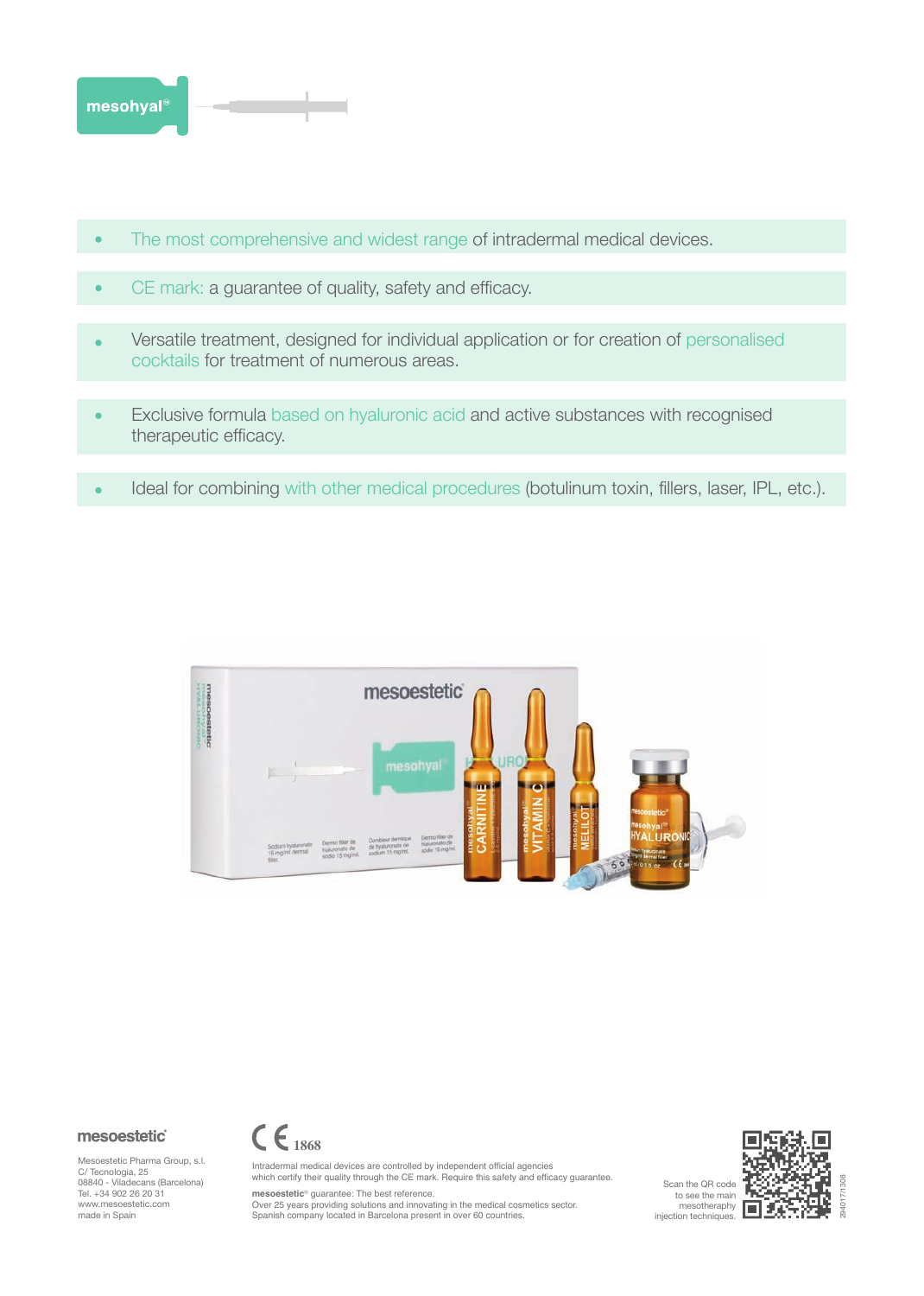mesohyal®

- The most comprehensive and widest range of intradermal medical devices.
- CE mark: a guarantee of quality, safety and efficacy.
- Versatile treatment, designed for individual application or for creation of personalised cocktails for treatment of numerous areas.
- Exclusive formula based on hyaluronic acid and active substances with recognised therapeutic efficacy.
- Ideal for combining with other medical procedures (botulinum toxin, fillers, laser, IPL, etc.).

mesoestetic®

Mesoestetic Pharma Group, s.l.
C/ Tecnologia, 25
08840 - Viladecans (Barcelona)
Tel. +34 902 26 20 31
www.mesoestetic.com
made in Spain

CE 1868

Intradermal medical devices are controlled by independent official agencies which certify their quality through the CE mark. Require this safety and efficacy guarantee.

**mesoestetic®** guarantee: The best reference.
Over 25 years providing solutions and innovating in the medical cosmetics sector.
Spanish company located in Barcelona present in over 60 countries.

Scan the QR code to see the main mesotherapy injection techniques.

294017/1308